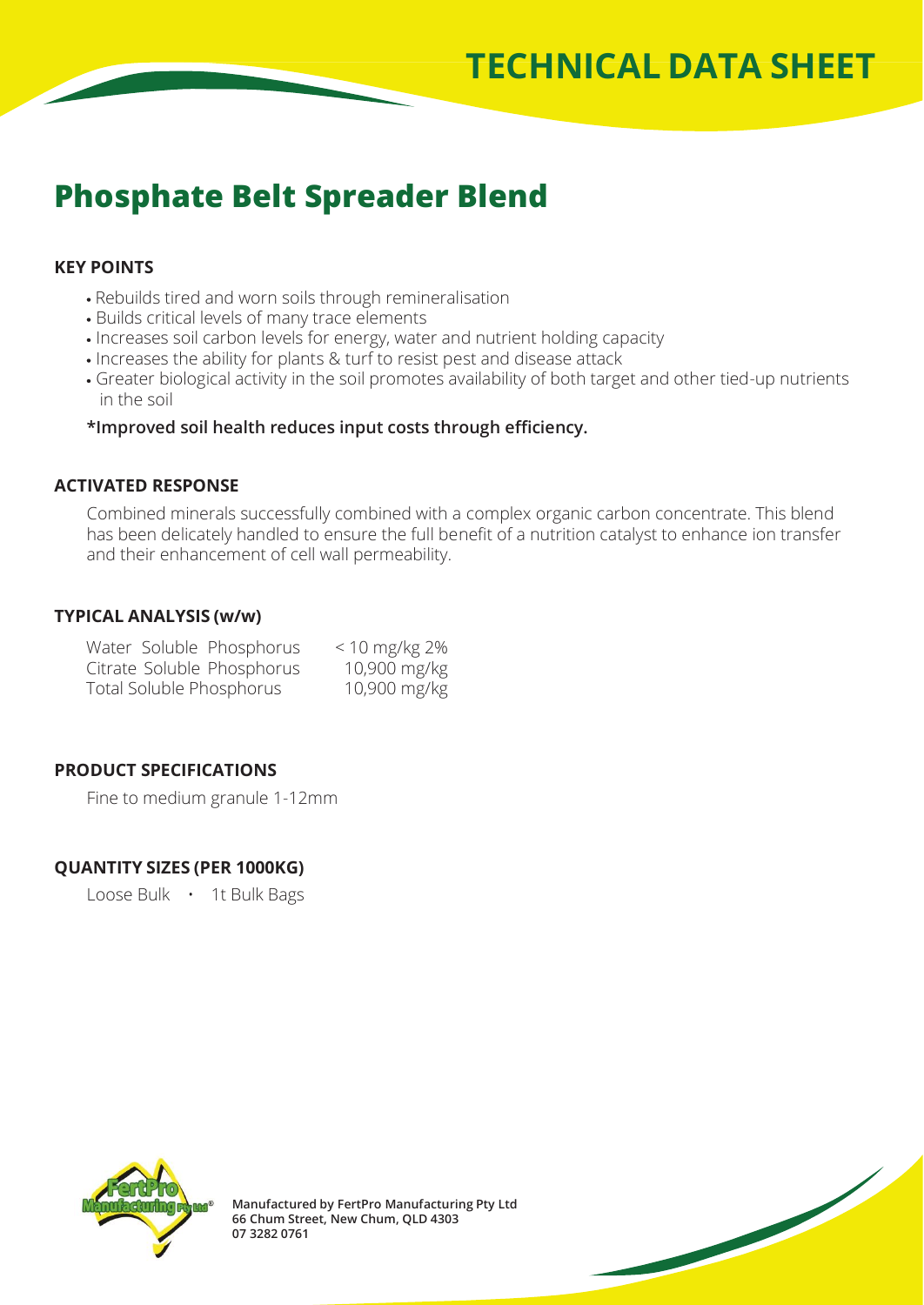# TECHNICAL DATA SHEET

# Phosphate Belt Spreader Blend

## KEY POINTS

- Rebuilds tired and worn soils through remineralisation
- Builds critical levels of many trace elements
- Increases soil carbon levels for energy, water and nutrient holding capacity
- Increases the ability for plants & turf to resist pest and disease attack
- Greater biological activity in the soil promotes availability of both target and other tied-up nutrients in the soil

**\*Improved soil health reduces input costs through efficiency.**

## ACTIVATED RESPONSE

Combined minerals successfully combined with a complex organic carbon concentrate. This blend has been delicately handled to ensure the full benefit of a nutrition catalyst to enhance ion transfer and their enhancement of cell wall permeability.

## TYPICAL ANALYSIS (w/w)

| | |
|---|---|
| Water Soluble Phosphorus | < 10 mg/kg 2% |
| Citrate Soluble Phosphorus | 10,900 mg/kg |
| Total Soluble Phosphorus | 10,900 mg/kg |

## PRODUCT SPECIFICATIONS

Fine to medium granule 1-12mm

## QUANTITY SIZES (PER 1000KG)

Loose Bulk • 1t Bulk Bags

**Manufactured by FertPro Manufacturing Pty Ltd**
**66 Chum Street, New Chum, QLD 4303**
**07 3282 0761**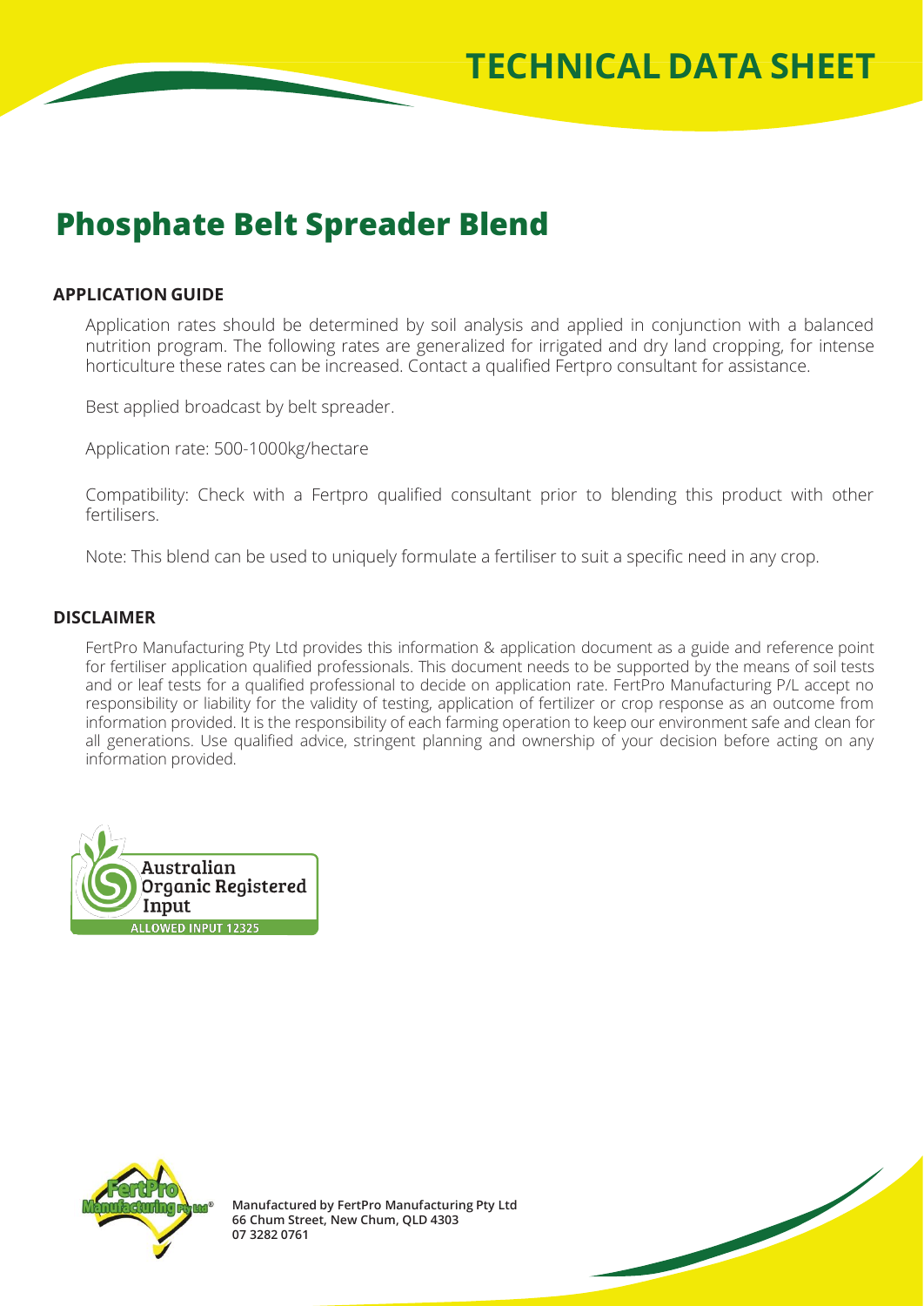# TECHNICAL DATA SHEET

## Phosphate Belt Spreader Blend

### APPLICATION GUIDE

Application rates should be determined by soil analysis and applied in conjunction with a balanced nutrition program. The following rates are generalized for irrigated and dry land cropping, for intense horticulture these rates can be increased. Contact a qualified Fertpro consultant for assistance.

Best applied broadcast by belt spreader.

Application rate: 500-1000kg/hectare

Compatibility: Check with a Fertpro qualified consultant prior to blending this product with other fertilisers.

Note: This blend can be used to uniquely formulate a fertiliser to suit a specific need in any crop.

### DISCLAIMER

FertPro Manufacturing Pty Ltd provides this information & application document as a guide and reference point for fertiliser application qualified professionals. This document needs to be supported by the means of soil tests and or leaf tests for a qualified professional to decide on application rate. FertPro Manufacturing P/L accept no responsibility or liability for the validity of testing, application of fertilizer or crop response as an outcome from information provided. It is the responsibility of each farming operation to keep our environment safe and clean for all generations. Use qualified advice, stringent planning and ownership of your decision before acting on any information provided.

Australian Organic Registered Input

ALLOWED INPUT 12325

FertPro Manufacturing Pty Ltd®

**Manufactured by FertPro Manufacturing Pty Ltd**
**66 Chum Street, New Chum, QLD 4303**
**07 3282 0761**